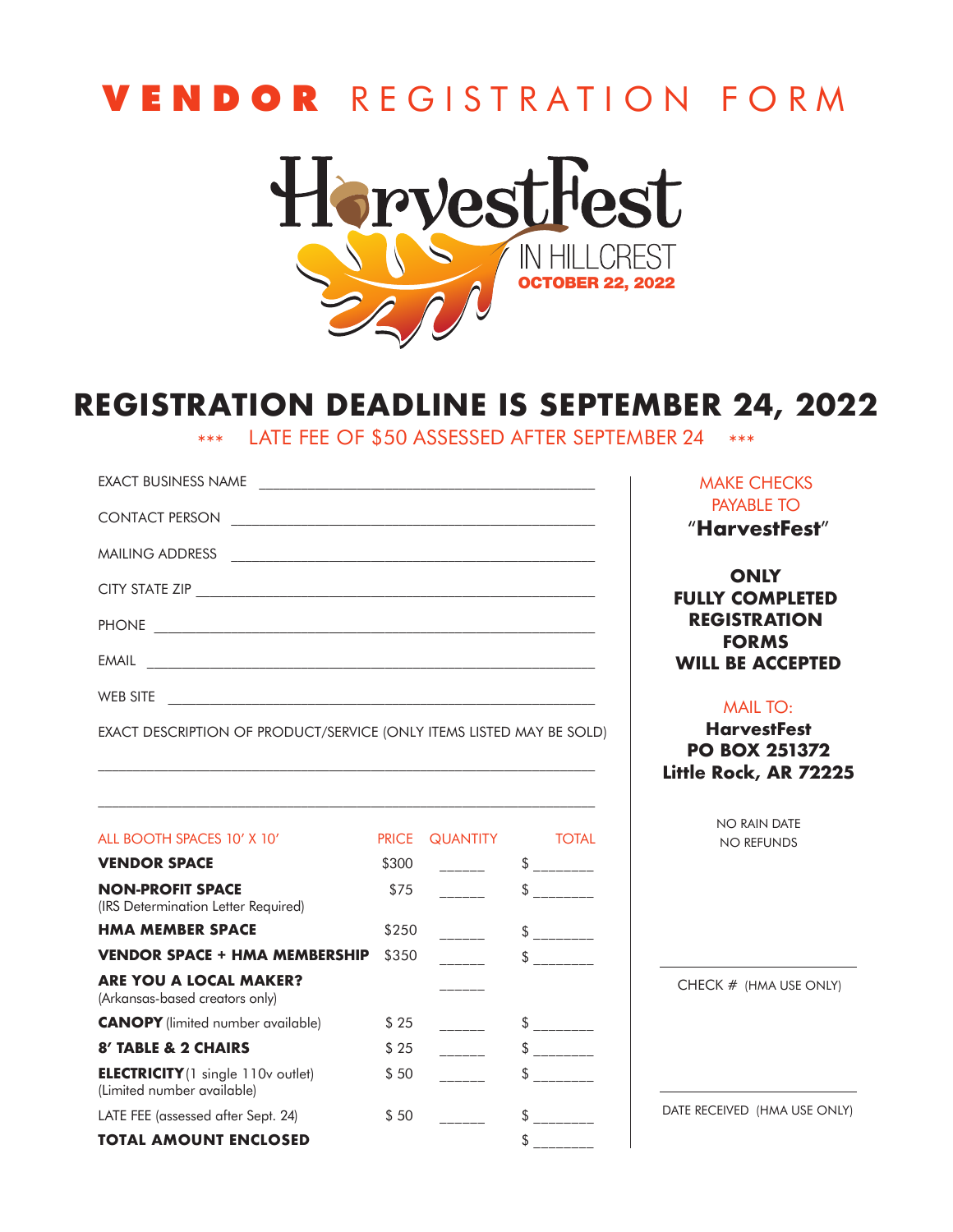# VENDOR REGISTRATION FORM

HarvestFest IN HILLCREST
OCTOBER 22, 2022

## REGISTRATION DEADLINE IS SEPTEMBER 24, 2022

\*\*\* LATE FEE OF $50 ASSESSED AFTER SEPTEMBER 24 \*\*\*

EXACT BUSINESS NAME ____________________________________________

CONTACT PERSON ____________________________________________

MAILING ADDRESS ____________________________________________

CITY STATE ZIP ____________________________________________

PHONE ____________________________________________

EMAIL ____________________________________________

WEB SITE ____________________________________________

EXACT DESCRIPTION OF PRODUCT/SERVICE (ONLY ITEMS LISTED MAY BE SOLD)

____________________________________________________________

____________________________________________________________

| ALL BOOTH SPACES 10' X 10' | PRICE | QUANTITY | TOTAL |
|---|---|---|---|
| **VENDOR SPACE** | $300 | ______ | $ _______ |
| **NON-PROFIT SPACE** (IRS Determination Letter Required) | $75 | ______ | $ _______ |
| **HMA MEMBER SPACE** | $250 | ______ | $ _______ |
| **VENDOR SPACE + HMA MEMBERSHIP** | $350 | ______ | $ _______ |
| **ARE YOU A LOCAL MAKER?** (Arkansas-based creators only) | | ______ | |
| **CANOPY** (limited number available) | $ 25 | ______ | $ _______ |
| **8' TABLE & 2 CHAIRS** | $ 25 | ______ | $ _______ |
| **ELECTRICITY** (1 single 110v outlet) (Limited number available) | $ 50 | ______ | $ _______ |
| LATE FEE (assessed after Sept. 24) | $ 50 | ______ | $ _______ |
| **TOTAL AMOUNT ENCLOSED** | | | $ _______ |

MAKE CHECKS PAYABLE TO
"**HarvestFest**"

**ONLY FULLY COMPLETED REGISTRATION FORMS WILL BE ACCEPTED**

MAIL TO:
**HarvestFest**
**PO BOX 251372**
**Little Rock, AR 72225**

NO RAIN DATE
NO REFUNDS

____________________
CHECK # (HMA USE ONLY)

____________________
DATE RECEIVED (HMA USE ONLY)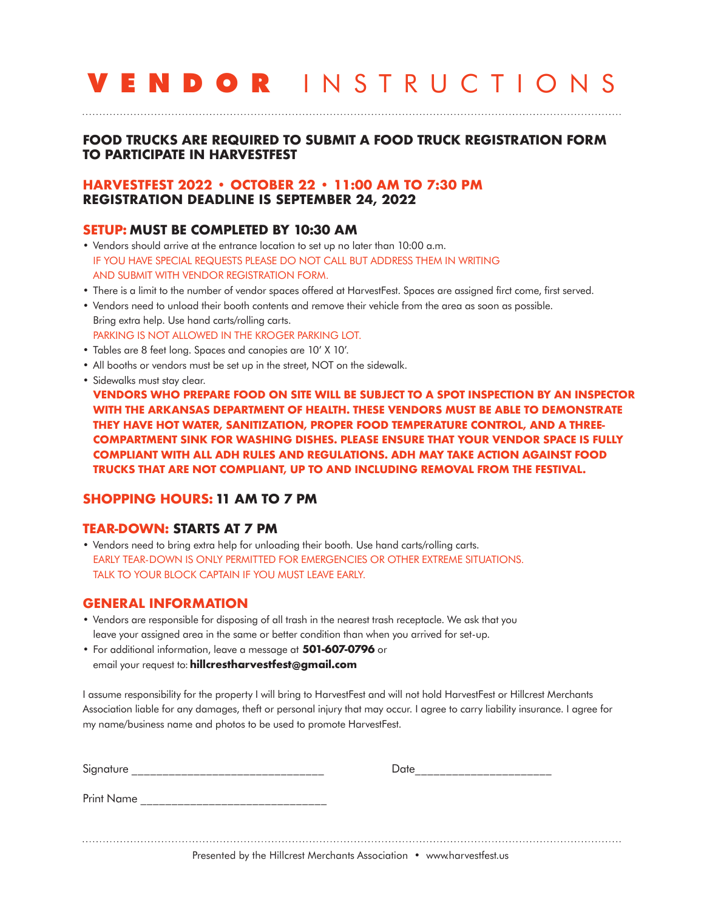# VENDOR INSTRUCTIONS

**FOOD TRUCKS ARE REQUIRED TO SUBMIT A FOOD TRUCK REGISTRATION FORM TO PARTICIPATE IN HARVESTFEST**

**HARVESTFEST 2022 • OCTOBER 22 • 11:00 AM TO 7:30 PM**
**REGISTRATION DEADLINE IS SEPTEMBER 24, 2022**

## SETUP: MUST BE COMPLETED BY 10:30 AM

- Vendors should arrive at the entrance location to set up no later than 10:00 a.m.
  IF YOU HAVE SPECIAL REQUESTS PLEASE DO NOT CALL BUT ADDRESS THEM IN WRITING AND SUBMIT WITH VENDOR REGISTRATION FORM.
- There is a limit to the number of vendor spaces offered at HarvestFest. Spaces are assigned firct come, first served.
- Vendors need to unload their booth contents and remove their vehicle from the area as soon as possible. Bring extra help. Use hand carts/rolling carts.
  PARKING IS NOT ALLOWED IN THE KROGER PARKING LOT.
- Tables are 8 feet long. Spaces and canopies are 10' X 10'.
- All booths or vendors must be set up in the street, NOT on the sidewalk.
- Sidewalks must stay clear.
  **VENDORS WHO PREPARE FOOD ON SITE WILL BE SUBJECT TO A SPOT INSPECTION BY AN INSPECTOR WITH THE ARKANSAS DEPARTMENT OF HEALTH. THESE VENDORS MUST BE ABLE TO DEMONSTRATE THEY HAVE HOT WATER, SANITIZATION, PROPER FOOD TEMPERATURE CONTROL, AND A THREE-COMPARTMENT SINK FOR WASHING DISHES. PLEASE ENSURE THAT YOUR VENDOR SPACE IS FULLY COMPLIANT WITH ALL ADH RULES AND REGULATIONS. ADH MAY TAKE ACTION AGAINST FOOD TRUCKS THAT ARE NOT COMPLIANT, UP TO AND INCLUDING REMOVAL FROM THE FESTIVAL.**

## SHOPPING HOURS: 11 AM TO 7 PM

## TEAR-DOWN: STARTS AT 7 PM

- Vendors need to bring extra help for unloading their booth. Use hand carts/rolling carts.
  EARLY TEAR-DOWN IS ONLY PERMITTED FOR EMERGENCIES OR OTHER EXTREME SITUATIONS. TALK TO YOUR BLOCK CAPTAIN IF YOU MUST LEAVE EARLY.

## GENERAL INFORMATION

- Vendors are responsible for disposing of all trash in the nearest trash receptacle. We ask that you leave your assigned area in the same or better condition than when you arrived for set-up.
- For additional information, leave a message at **501-607-0796** or email your request to: **hillcrestharvestfest@gmail.com**

I assume responsibility for the property I will bring to HarvestFest and will not hold HarvestFest or Hillcrest Merchants Association liable for any damages, theft or personal injury that may occur. I agree to carry liability insurance. I agree for my name/business name and photos to be used to promote HarvestFest.

Signature ______________________________ Date____________________

Print Name ______________________________

Presented by the Hillcrest Merchants Association • www.harvestfest.us